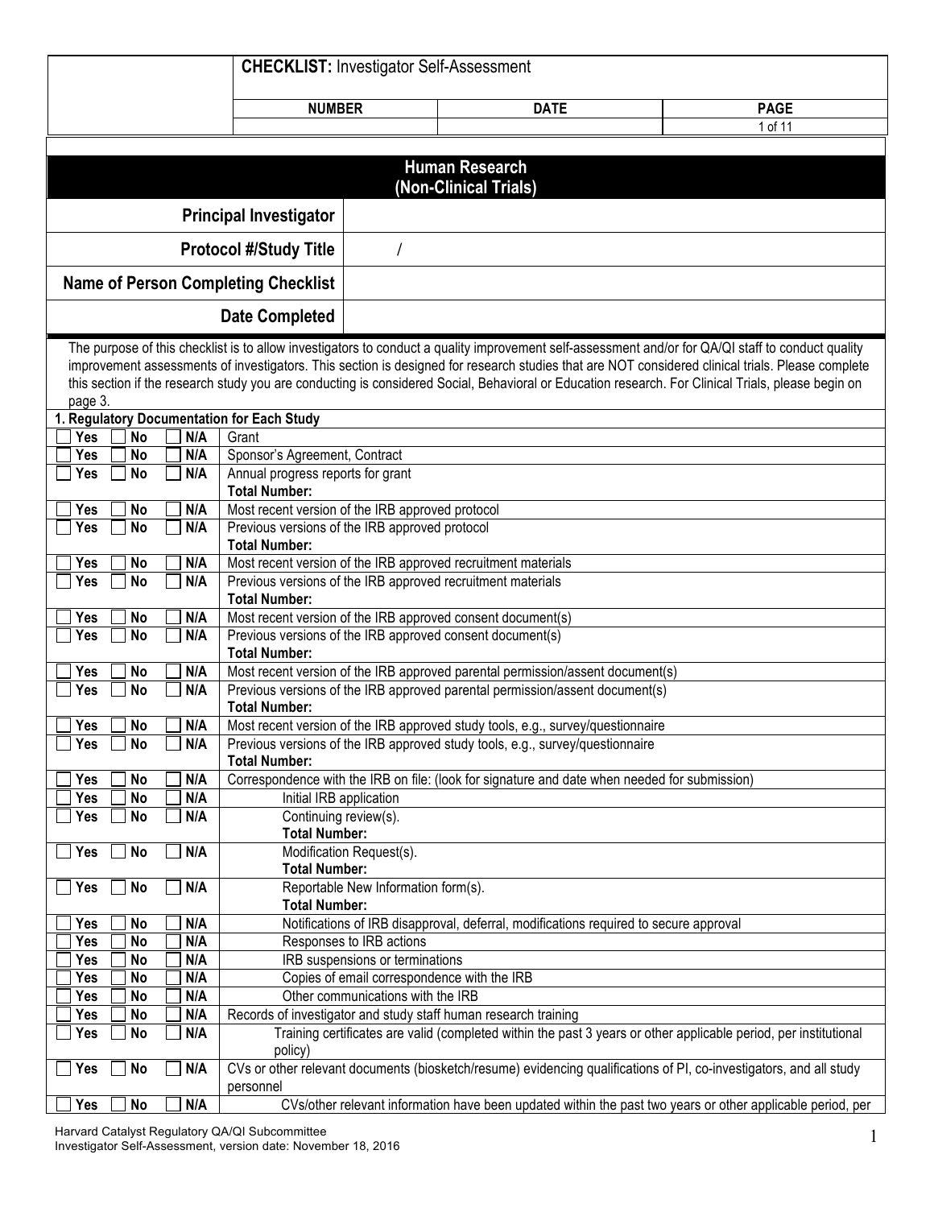**CHECKLIST:** Investigator Self-Assessment

| NUMBER | DATE | PAGE |
| --- | --- | --- |
| | | 1 of 11 |

## Human Research (Non-Clinical Trials)

| | |
| --- | --- |
| **Principal Investigator** | |
| **Protocol #/Study Title** | / |
| **Name of Person Completing Checklist** | |
| **Date Completed** | |

The purpose of this checklist is to allow investigators to conduct a quality improvement self-assessment and/or for QA/QI staff to conduct quality improvement assessments of investigators. This section is designed for research studies that are NOT considered clinical trials. Please complete this section if the research study you are conducting is considered Social, Behavioral or Education research. For Clinical Trials, please begin on page 3.

**1. Regulatory Documentation for Each Study**

| Response | Item |
| --- | --- |
| ☐ Yes ☐ No ☐ N/A | Grant |
| ☐ Yes ☐ No ☐ N/A | Sponsor's Agreement, Contract |
| ☐ Yes ☐ No ☐ N/A | Annual progress reports for grant<br>**Total Number:** |
| ☐ Yes ☐ No ☐ N/A | Most recent version of the IRB approved protocol |
| ☐ Yes ☐ No ☐ N/A | Previous versions of the IRB approved protocol<br>**Total Number:** |
| ☐ Yes ☐ No ☐ N/A | Most recent version of the IRB approved recruitment materials |
| ☐ Yes ☐ No ☐ N/A | Previous versions of the IRB approved recruitment materials<br>**Total Number:** |
| ☐ Yes ☐ No ☐ N/A | Most recent version of the IRB approved consent document(s) |
| ☐ Yes ☐ No ☐ N/A | Previous versions of the IRB approved consent document(s)<br>**Total Number:** |
| ☐ Yes ☐ No ☐ N/A | Most recent version of the IRB approved parental permission/assent document(s) |
| ☐ Yes ☐ No ☐ N/A | Previous versions of the IRB approved parental permission/assent document(s)<br>**Total Number:** |
| ☐ Yes ☐ No ☐ N/A | Most recent version of the IRB approved study tools, e.g., survey/questionnaire |
| ☐ Yes ☐ No ☐ N/A | Previous versions of the IRB approved study tools, e.g., survey/questionnaire<br>**Total Number:** |
| ☐ Yes ☐ No ☐ N/A | Correspondence with the IRB on file: (look for signature and date when needed for submission) |
| ☐ Yes ☐ No ☐ N/A | Initial IRB application |
| ☐ Yes ☐ No ☐ N/A | Continuing review(s).<br>**Total Number:** |
| ☐ Yes ☐ No ☐ N/A | Modification Request(s).<br>**Total Number:** |
| ☐ Yes ☐ No ☐ N/A | Reportable New Information form(s).<br>**Total Number:** |
| ☐ Yes ☐ No ☐ N/A | Notifications of IRB disapproval, deferral, modifications required to secure approval |
| ☐ Yes ☐ No ☐ N/A | Responses to IRB actions |
| ☐ Yes ☐ No ☐ N/A | IRB suspensions or terminations |
| ☐ Yes ☐ No ☐ N/A | Copies of email correspondence with the IRB |
| ☐ Yes ☐ No ☐ N/A | Other communications with the IRB |
| ☐ Yes ☐ No ☐ N/A | Records of investigator and study staff human research training |
| ☐ Yes ☐ No ☐ N/A | Training certificates are valid (completed within the past 3 years or other applicable period, per institutional policy) |
| ☐ Yes ☐ No ☐ N/A | CVs or other relevant documents (biosketch/resume) evidencing qualifications of PI, co-investigators, and all study personnel |
| ☐ Yes ☐ No ☐ N/A | CVs/other relevant information have been updated within the past two years or other applicable period, per |

Harvard Catalyst Regulatory QA/QI Subcommittee
Investigator Self-Assessment, version date: November 18, 2016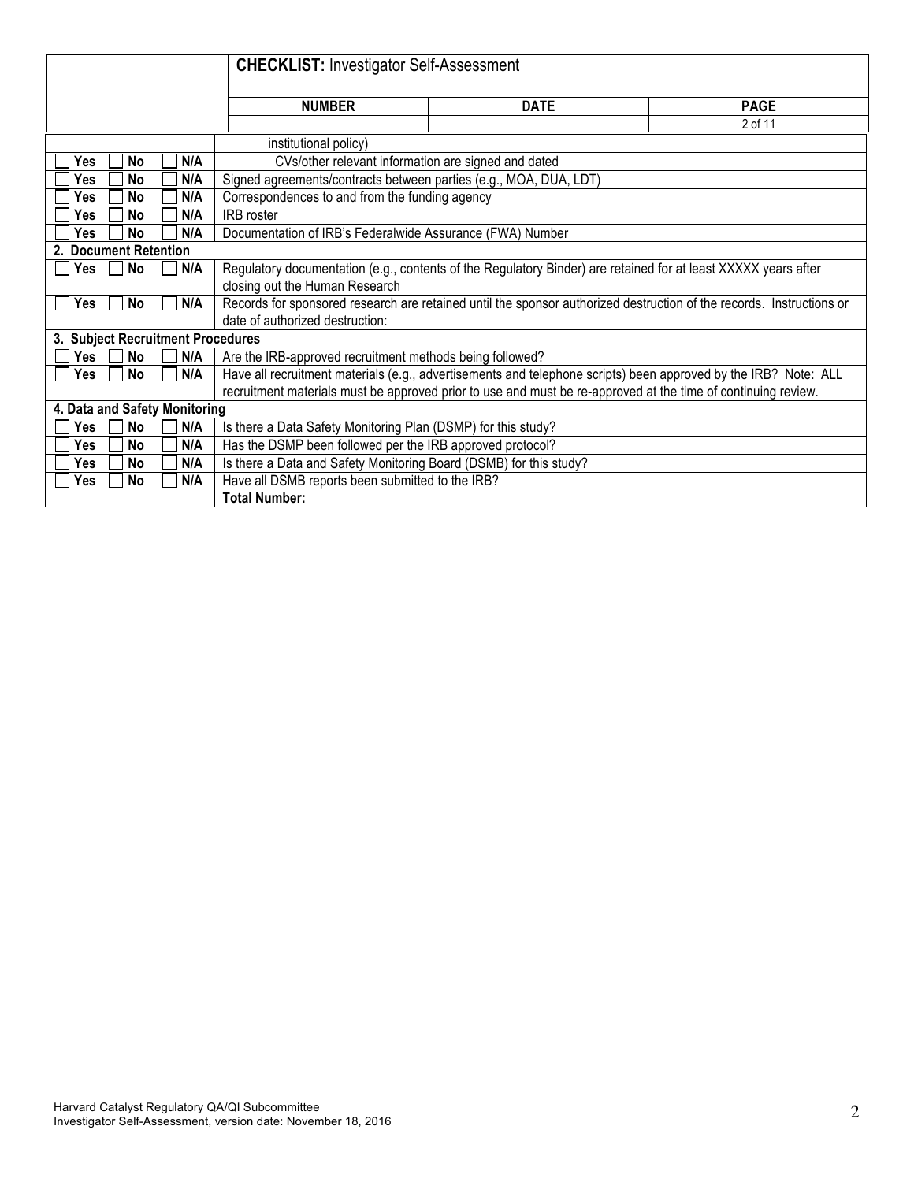**CHECKLIST:** Investigator Self-Assessment

| NUMBER | DATE | PAGE |
|---|---|---|
| | | 2 of 11 |

| | |
|---|---|
| | institutional policy) |
| ☐ Yes ☐ No ☐ N/A | CVs/other relevant information are signed and dated |
| ☐ Yes ☐ No ☐ N/A | Signed agreements/contracts between parties (e.g., MOA, DUA, LDT) |
| ☐ Yes ☐ No ☐ N/A | Correspondences to and from the funding agency |
| ☐ Yes ☐ No ☐ N/A | IRB roster |
| ☐ Yes ☐ No ☐ N/A | Documentation of IRB's Federalwide Assurance (FWA) Number |
| **2. Document Retention** | |
| ☐ Yes ☐ No ☐ N/A | Regulatory documentation (e.g., contents of the Regulatory Binder) are retained for at least XXXXX years after closing out the Human Research |
| ☐ Yes ☐ No ☐ N/A | Records for sponsored research are retained until the sponsor authorized destruction of the records. Instructions or date of authorized destruction: |
| **3. Subject Recruitment Procedures** | |
| ☐ Yes ☐ No ☐ N/A | Are the IRB-approved recruitment methods being followed? |
| ☐ Yes ☐ No ☐ N/A | Have all recruitment materials (e.g., advertisements and telephone scripts) been approved by the IRB? Note: ALL recruitment materials must be approved prior to use and must be re-approved at the time of continuing review. |
| **4. Data and Safety Monitoring** | |
| ☐ Yes ☐ No ☐ N/A | Is there a Data Safety Monitoring Plan (DSMP) for this study? |
| ☐ Yes ☐ No ☐ N/A | Has the DSMP been followed per the IRB approved protocol? |
| ☐ Yes ☐ No ☐ N/A | Is there a Data and Safety Monitoring Board (DSMB) for this study? |
| ☐ Yes ☐ No ☐ N/A | Have all DSMB reports been submitted to the IRB? **Total Number:** |

Harvard Catalyst Regulatory QA/QI Subcommittee
Investigator Self-Assessment, version date: November 18, 2016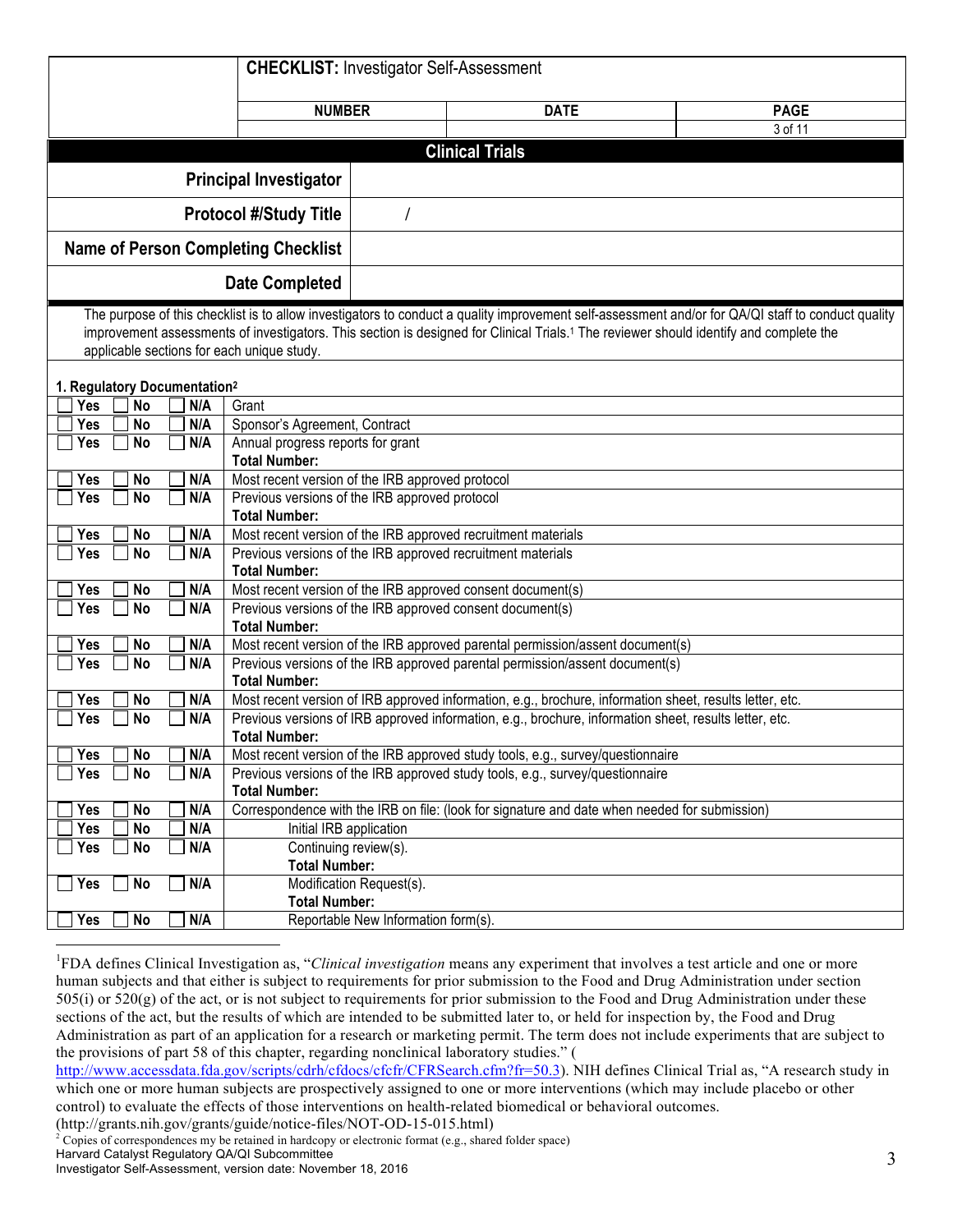| | **CHECKLIST:** Investigator Self-Assessment | | |
|---|---|---|---|
| | **NUMBER** | **DATE** | **PAGE** |
| | | | 3 of 11 |

## Clinical Trials

| | |
|---|---|
| **Principal Investigator** | |
| **Protocol #/Study Title** | / |
| **Name of Person Completing Checklist** | |
| **Date Completed** | |

The purpose of this checklist is to allow investigators to conduct a quality improvement self-assessment and/or for QA/QI staff to conduct quality improvement assessments of investigators. This section is designed for Clinical Trials.[1] The reviewer should identify and complete the applicable sections for each unique study.

### 1. Regulatory Documentation[2]

| | |
|---|---|
| ☐ Yes ☐ No ☐ N/A | Grant |
| ☐ Yes ☐ No ☐ N/A | Sponsor's Agreement, Contract |
| ☐ Yes ☐ No ☐ N/A | Annual progress reports for grant<br>**Total Number:** |
| ☐ Yes ☐ No ☐ N/A | Most recent version of the IRB approved protocol |
| ☐ Yes ☐ No ☐ N/A | Previous versions of the IRB approved protocol<br>**Total Number:** |
| ☐ Yes ☐ No ☐ N/A | Most recent version of the IRB approved recruitment materials |
| ☐ Yes ☐ No ☐ N/A | Previous versions of the IRB approved recruitment materials<br>**Total Number:** |
| ☐ Yes ☐ No ☐ N/A | Most recent version of the IRB approved consent document(s) |
| ☐ Yes ☐ No ☐ N/A | Previous versions of the IRB approved consent document(s)<br>**Total Number:** |
| ☐ Yes ☐ No ☐ N/A | Most recent version of the IRB approved parental permission/assent document(s) |
| ☐ Yes ☐ No ☐ N/A | Previous versions of the IRB approved parental permission/assent document(s)<br>**Total Number:** |
| ☐ Yes ☐ No ☐ N/A | Most recent version of IRB approved information, e.g., brochure, information sheet, results letter, etc. |
| ☐ Yes ☐ No ☐ N/A | Previous versions of IRB approved information, e.g., brochure, information sheet, results letter, etc.<br>**Total Number:** |
| ☐ Yes ☐ No ☐ N/A | Most recent version of the IRB approved study tools, e.g., survey/questionnaire |
| ☐ Yes ☐ No ☐ N/A | Previous versions of the IRB approved study tools, e.g., survey/questionnaire<br>**Total Number:** |
| ☐ Yes ☐ No ☐ N/A | Correspondence with the IRB on file: (look for signature and date when needed for submission) |
| ☐ Yes ☐ No ☐ N/A | Initial IRB application |
| ☐ Yes ☐ No ☐ N/A | Continuing review(s).<br>**Total Number:** |
| ☐ Yes ☐ No ☐ N/A | Modification Request(s).<br>**Total Number:** |
| ☐ Yes ☐ No ☐ N/A | Reportable New Information form(s). |

[1] FDA defines Clinical Investigation as, "*Clinical investigation* means any experiment that involves a test article and one or more human subjects and that either is subject to requirements for prior submission to the Food and Drug Administration under section 505(i) or 520(g) of the act, or is not subject to requirements for prior submission to the Food and Drug Administration under these sections of the act, but the results of which are intended to be submitted later to, or held for inspection by, the Food and Drug Administration as part of an application for a research or marketing permit. The term does not include experiments that are subject to the provisions of part 58 of this chapter, regarding nonclinical laboratory studies." ( http://www.accessdata.fda.gov/scripts/cdrh/cfdocs/cfcfr/CFRSearch.cfm?fr=50.3). NIH defines Clinical Trial as, "A research study in which one or more human subjects are prospectively assigned to one or more interventions (which may include placebo or other control) to evaluate the effects of those interventions on health-related biomedical or behavioral outcomes. (http://grants.nih.gov/grants/guide/notice-files/NOT-OD-15-015.html)

[2] Copies of correspondences my be retained in hardcopy or electronic format (e.g., shared folder space)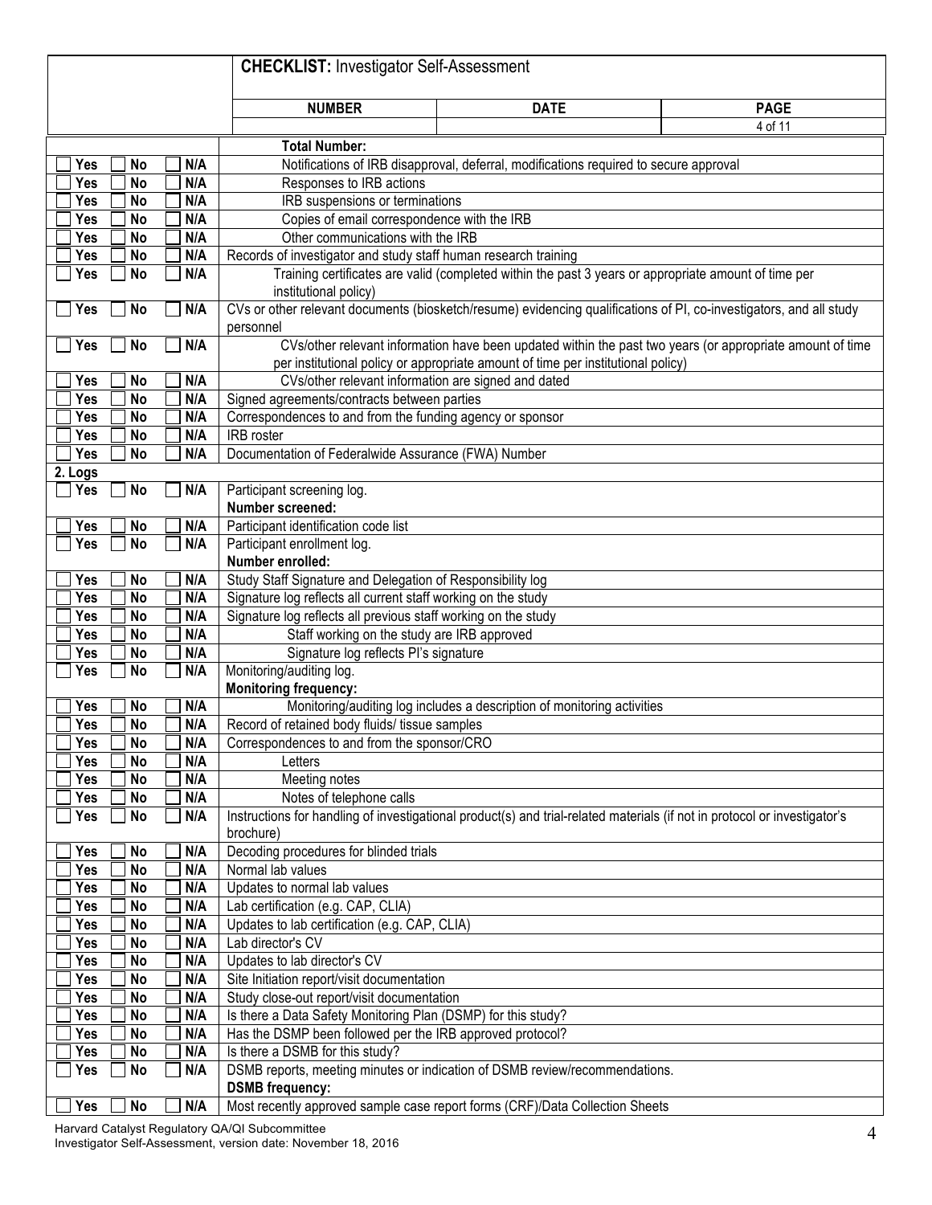**CHECKLIST:** Investigator Self-Assessment

| NUMBER | DATE | PAGE |
|---|---|---|
| | | 4 of 11 |

| Response | Item |
|---|---|
| | **Total Number:** |
| ☐ Yes ☐ No ☐ N/A | Notifications of IRB disapproval, deferral, modifications required to secure approval |
| ☐ Yes ☐ No ☐ N/A | Responses to IRB actions |
| ☐ Yes ☐ No ☐ N/A | IRB suspensions or terminations |
| ☐ Yes ☐ No ☐ N/A | Copies of email correspondence with the IRB |
| ☐ Yes ☐ No ☐ N/A | Other communications with the IRB |
| ☐ Yes ☐ No ☐ N/A | Records of investigator and study staff human research training |
| ☐ Yes ☐ No ☐ N/A | Training certificates are valid (completed within the past 3 years or appropriate amount of time per institutional policy) |
| ☐ Yes ☐ No ☐ N/A | CVs or other relevant documents (biosketch/resume) evidencing qualifications of PI, co-investigators, and all study personnel |
| ☐ Yes ☐ No ☐ N/A | CVs/other relevant information have been updated within the past two years (or appropriate amount of time per institutional policy or appropriate amount of time per institutional policy) |
| ☐ Yes ☐ No ☐ N/A | CVs/other relevant information are signed and dated |
| ☐ Yes ☐ No ☐ N/A | Signed agreements/contracts between parties |
| ☐ Yes ☐ No ☐ N/A | Correspondences to and from the funding agency or sponsor |
| ☐ Yes ☐ No ☐ N/A | IRB roster |
| ☐ Yes ☐ No ☐ N/A | Documentation of Federalwide Assurance (FWA) Number |
| **2. Logs** | |
| ☐ Yes ☐ No ☐ N/A | Participant screening log.<br>**Number screened:** |
| ☐ Yes ☐ No ☐ N/A | Participant identification code list |
| ☐ Yes ☐ No ☐ N/A | Participant enrollment log.<br>**Number enrolled:** |
| ☐ Yes ☐ No ☐ N/A | Study Staff Signature and Delegation of Responsibility log |
| ☐ Yes ☐ No ☐ N/A | Signature log reflects all current staff working on the study |
| ☐ Yes ☐ No ☐ N/A | Signature log reflects all previous staff working on the study |
| ☐ Yes ☐ No ☐ N/A | Staff working on the study are IRB approved |
| ☐ Yes ☐ No ☐ N/A | Signature log reflects PI's signature |
| ☐ Yes ☐ No ☐ N/A | Monitoring/auditing log.<br>**Monitoring frequency:** |
| ☐ Yes ☐ No ☐ N/A | Monitoring/auditing log includes a description of monitoring activities |
| ☐ Yes ☐ No ☐ N/A | Record of retained body fluids/ tissue samples |
| ☐ Yes ☐ No ☐ N/A | Correspondences to and from the sponsor/CRO |
| ☐ Yes ☐ No ☐ N/A | Letters |
| ☐ Yes ☐ No ☐ N/A | Meeting notes |
| ☐ Yes ☐ No ☐ N/A | Notes of telephone calls |
| ☐ Yes ☐ No ☐ N/A | Instructions for handling of investigational product(s) and trial-related materials (if not in protocol or investigator's brochure) |
| ☐ Yes ☐ No ☐ N/A | Decoding procedures for blinded trials |
| ☐ Yes ☐ No ☐ N/A | Normal lab values |
| ☐ Yes ☐ No ☐ N/A | Updates to normal lab values |
| ☐ Yes ☐ No ☐ N/A | Lab certification (e.g. CAP, CLIA) |
| ☐ Yes ☐ No ☐ N/A | Updates to lab certification (e.g. CAP, CLIA) |
| ☐ Yes ☐ No ☐ N/A | Lab director's CV |
| ☐ Yes ☐ No ☐ N/A | Updates to lab director's CV |
| ☐ Yes ☐ No ☐ N/A | Site Initiation report/visit documentation |
| ☐ Yes ☐ No ☐ N/A | Study close-out report/visit documentation |
| ☐ Yes ☐ No ☐ N/A | Is there a Data Safety Monitoring Plan (DSMP) for this study? |
| ☐ Yes ☐ No ☐ N/A | Has the DSMP been followed per the IRB approved protocol? |
| ☐ Yes ☐ No ☐ N/A | Is there a DSMB for this study? |
| ☐ Yes ☐ No ☐ N/A | DSMB reports, meeting minutes or indication of DSMB review/recommendations.<br>**DSMB frequency:** |
| ☐ Yes ☐ No ☐ N/A | Most recently approved sample case report forms (CRF)/Data Collection Sheets |

Harvard Catalyst Regulatory QA/QI Subcommittee
Investigator Self-Assessment, version date: November 18, 2016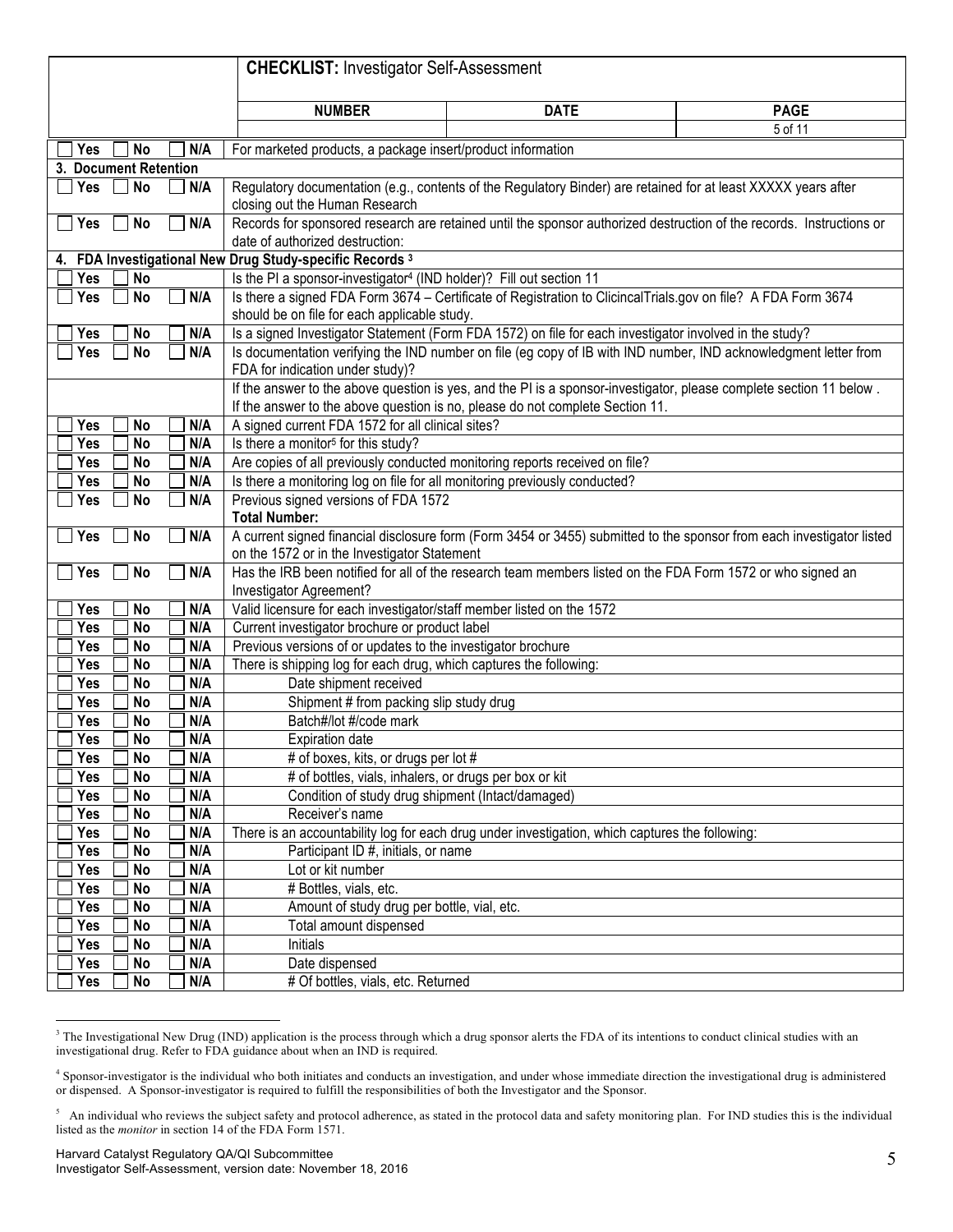| | **CHECKLIST:** Investigator Self-Assessment | | |
|---|---|---|---|
| | **NUMBER** | **DATE** | **PAGE** |
| | | | 5 of 11 |

| Response | Item |
|---|---|
| Yes No N/A | For marketed products, a package insert/product information |
| **3. Document Retention** | |
| Yes No N/A | Regulatory documentation (e.g., contents of the Regulatory Binder) are retained for at least XXXXX years after closing out the Human Research |
| Yes No N/A | Records for sponsored research are retained until the sponsor authorized destruction of the records. Instructions or date of authorized destruction: |
| **4. FDA Investigational New Drug Study-specific Records [3]** | |
| Yes No | Is the PI a sponsor-investigator[4] (IND holder)? Fill out section 11 |
| Yes No N/A | Is there a signed FDA Form 3674 – Certificate of Registration to ClicincalTrials.gov on file? A FDA Form 3674 should be on file for each applicable study. |
| Yes No N/A | Is a signed Investigator Statement (Form FDA 1572) on file for each investigator involved in the study? |
| Yes No N/A | Is documentation verifying the IND number on file (eg copy of IB with IND number, IND acknowledgment letter from FDA for indication under study)? |
| | If the answer to the above question is yes, and the PI is a sponsor-investigator, please complete section 11 below . If the answer to the above question is no, please do not complete Section 11. |
| Yes No N/A | A signed current FDA 1572 for all clinical sites? |
| Yes No N/A | Is there a monitor[5] for this study? |
| Yes No N/A | Are copies of all previously conducted monitoring reports received on file? |
| Yes No N/A | Is there a monitoring log on file for all monitoring previously conducted? |
| Yes No N/A | Previous signed versions of FDA 1572 **Total Number:** |
| Yes No N/A | A current signed financial disclosure form (Form 3454 or 3455) submitted to the sponsor from each investigator listed on the 1572 or in the Investigator Statement |
| Yes No N/A | Has the IRB been notified for all of the research team members listed on the FDA Form 1572 or who signed an Investigator Agreement? |
| Yes No N/A | Valid licensure for each investigator/staff member listed on the 1572 |
| Yes No N/A | Current investigator brochure or product label |
| Yes No N/A | Previous versions of or updates to the investigator brochure |
| Yes No N/A | There is shipping log for each drug, which captures the following: |
| Yes No N/A | &nbsp;&nbsp;&nbsp;&nbsp;Date shipment received |
| Yes No N/A | &nbsp;&nbsp;&nbsp;&nbsp;Shipment # from packing slip study drug |
| Yes No N/A | &nbsp;&nbsp;&nbsp;&nbsp;Batch#/lot #/code mark |
| Yes No N/A | &nbsp;&nbsp;&nbsp;&nbsp;Expiration date |
| Yes No N/A | &nbsp;&nbsp;&nbsp;&nbsp;# of boxes, kits, or drugs per lot # |
| Yes No N/A | &nbsp;&nbsp;&nbsp;&nbsp;# of bottles, vials, inhalers, or drugs per box or kit |
| Yes No N/A | &nbsp;&nbsp;&nbsp;&nbsp;Condition of study drug shipment (Intact/damaged) |
| Yes No N/A | &nbsp;&nbsp;&nbsp;&nbsp;Receiver's name |
| Yes No N/A | There is an accountability log for each drug under investigation, which captures the following: |
| Yes No N/A | &nbsp;&nbsp;&nbsp;&nbsp;Participant ID #, initials, or name |
| Yes No N/A | &nbsp;&nbsp;&nbsp;&nbsp;Lot or kit number |
| Yes No N/A | &nbsp;&nbsp;&nbsp;&nbsp;# Bottles, vials, etc. |
| Yes No N/A | &nbsp;&nbsp;&nbsp;&nbsp;Amount of study drug per bottle, vial, etc. |
| Yes No N/A | &nbsp;&nbsp;&nbsp;&nbsp;Total amount dispensed |
| Yes No N/A | &nbsp;&nbsp;&nbsp;&nbsp;Initials |
| Yes No N/A | &nbsp;&nbsp;&nbsp;&nbsp;Date dispensed |
| Yes No N/A | &nbsp;&nbsp;&nbsp;&nbsp;# Of bottles, vials, etc. Returned |

[3] The Investigational New Drug (IND) application is the process through which a drug sponsor alerts the FDA of its intentions to conduct clinical studies with an investigational drug. Refer to FDA guidance about when an IND is required.

[4] Sponsor-investigator is the individual who both initiates and conducts an investigation, and under whose immediate direction the investigational drug is administered or dispensed. A Sponsor-investigator is required to fulfill the responsibilities of both the Investigator and the Sponsor.

[5] An individual who reviews the subject safety and protocol adherence, as stated in the protocol data and safety monitoring plan. For IND studies this is the individual listed as the *monitor* in section 14 of the FDA Form 1571.

Harvard Catalyst Regulatory QA/QI Subcommittee
Investigator Self-Assessment, version date: November 18, 2016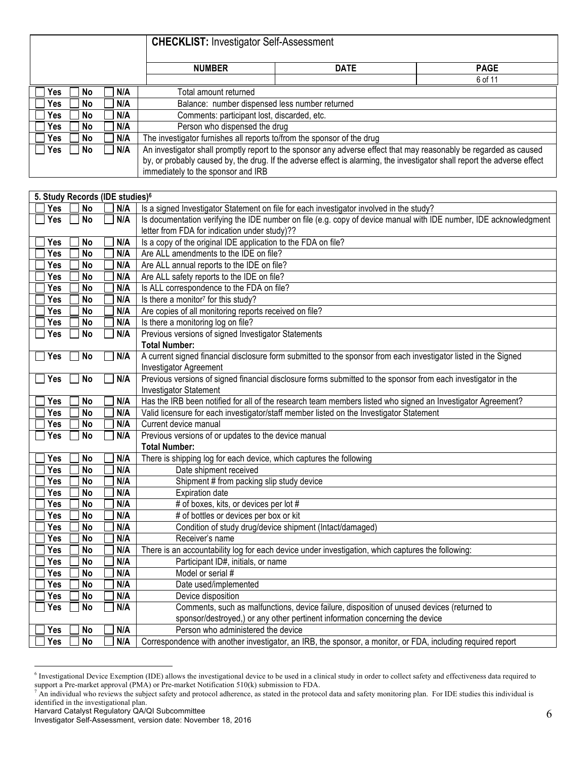**CHECKLIST:** Investigator Self-Assessment

| NUMBER | DATE | PAGE |
|---|---|---|
| | | 6 of 11 |

| | |
|---|---|
| ☐ Yes ☐ No ☐ N/A | Total amount returned |
| ☐ Yes ☐ No ☐ N/A | Balance: number dispensed less number returned |
| ☐ Yes ☐ No ☐ N/A | Comments: participant lost, discarded, etc. |
| ☐ Yes ☐ No ☐ N/A | Person who dispensed the drug |
| ☐ Yes ☐ No ☐ N/A | The investigator furnishes all reports to/from the sponsor of the drug |
| ☐ Yes ☐ No ☐ N/A | An investigator shall promptly report to the sponsor any adverse effect that may reasonably be regarded as caused by, or probably caused by, the drug. If the adverse effect is alarming, the investigator shall report the adverse effect immediately to the sponsor and IRB |

| **5. Study Records (IDE studies)[6]** | |
|---|---|
| ☐ Yes ☐ No ☐ N/A | Is a signed Investigator Statement on file for each investigator involved in the study? |
| ☐ Yes ☐ No ☐ N/A | Is documentation verifying the IDE number on file (e.g. copy of device manual with IDE number, IDE acknowledgment letter from FDA for indication under study)?? |
| ☐ Yes ☐ No ☐ N/A | Is a copy of the original IDE application to the FDA on file? |
| ☐ Yes ☐ No ☐ N/A | Are ALL amendments to the IDE on file? |
| ☐ Yes ☐ No ☐ N/A | Are ALL annual reports to the IDE on file? |
| ☐ Yes ☐ No ☐ N/A | Are ALL safety reports to the IDE on file? |
| ☐ Yes ☐ No ☐ N/A | Is ALL correspondence to the FDA on file? |
| ☐ Yes ☐ No ☐ N/A | Is there a monitor[7] for this study? |
| ☐ Yes ☐ No ☐ N/A | Are copies of all monitoring reports received on file? |
| ☐ Yes ☐ No ☐ N/A | Is there a monitoring log on file? |
| ☐ Yes ☐ No ☐ N/A | Previous versions of signed Investigator Statements<br>**Total Number:** |
| ☐ Yes ☐ No ☐ N/A | A current signed financial disclosure form submitted to the sponsor from each investigator listed in the Signed Investigator Agreement |
| ☐ Yes ☐ No ☐ N/A | Previous versions of signed financial disclosure forms submitted to the sponsor from each investigator in the Investigator Statement |
| ☐ Yes ☐ No ☐ N/A | Has the IRB been notified for all of the research team members listed who signed an Investigator Agreement? |
| ☐ Yes ☐ No ☐ N/A | Valid licensure for each investigator/staff member listed on the Investigator Statement |
| ☐ Yes ☐ No ☐ N/A | Current device manual |
| ☐ Yes ☐ No ☐ N/A | Previous versions of or updates to the device manual<br>**Total Number:** |
| ☐ Yes ☐ No ☐ N/A | There is shipping log for each device, which captures the following |
| ☐ Yes ☐ No ☐ N/A | Date shipment received |
| ☐ Yes ☐ No ☐ N/A | Shipment # from packing slip study device |
| ☐ Yes ☐ No ☐ N/A | Expiration date |
| ☐ Yes ☐ No ☐ N/A | # of boxes, kits, or devices per lot # |
| ☐ Yes ☐ No ☐ N/A | # of bottles or devices per box or kit |
| ☐ Yes ☐ No ☐ N/A | Condition of study drug/device shipment (Intact/damaged) |
| ☐ Yes ☐ No ☐ N/A | Receiver's name |
| ☐ Yes ☐ No ☐ N/A | There is an accountability log for each device under investigation, which captures the following: |
| ☐ Yes ☐ No ☐ N/A | Participant ID#, initials, or name |
| ☐ Yes ☐ No ☐ N/A | Model or serial # |
| ☐ Yes ☐ No ☐ N/A | Date used/implemented |
| ☐ Yes ☐ No ☐ N/A | Device disposition |
| ☐ Yes ☐ No ☐ N/A | Comments, such as malfunctions, device failure, disposition of unused devices (returned to sponsor/destroyed,) or any other pertinent information concerning the device |
| ☐ Yes ☐ No ☐ N/A | Person who administered the device |
| ☐ Yes ☐ No ☐ N/A | Correspondence with another investigator, an IRB, the sponsor, a monitor, or FDA, including required report |

[6] Investigational Device Exemption (IDE) allows the investigational device to be used in a clinical study in order to collect safety and effectiveness data required to support a Pre-market approval (PMA) or Pre-market Notification 510(k) submission to FDA.

[7] An individual who reviews the subject safety and protocol adherence, as stated in the protocol data and safety monitoring plan. For IDE studies this individual is identified in the investigational plan.

Harvard Catalyst Regulatory QA/QI Subcommittee
Investigator Self-Assessment, version date: November 18, 2016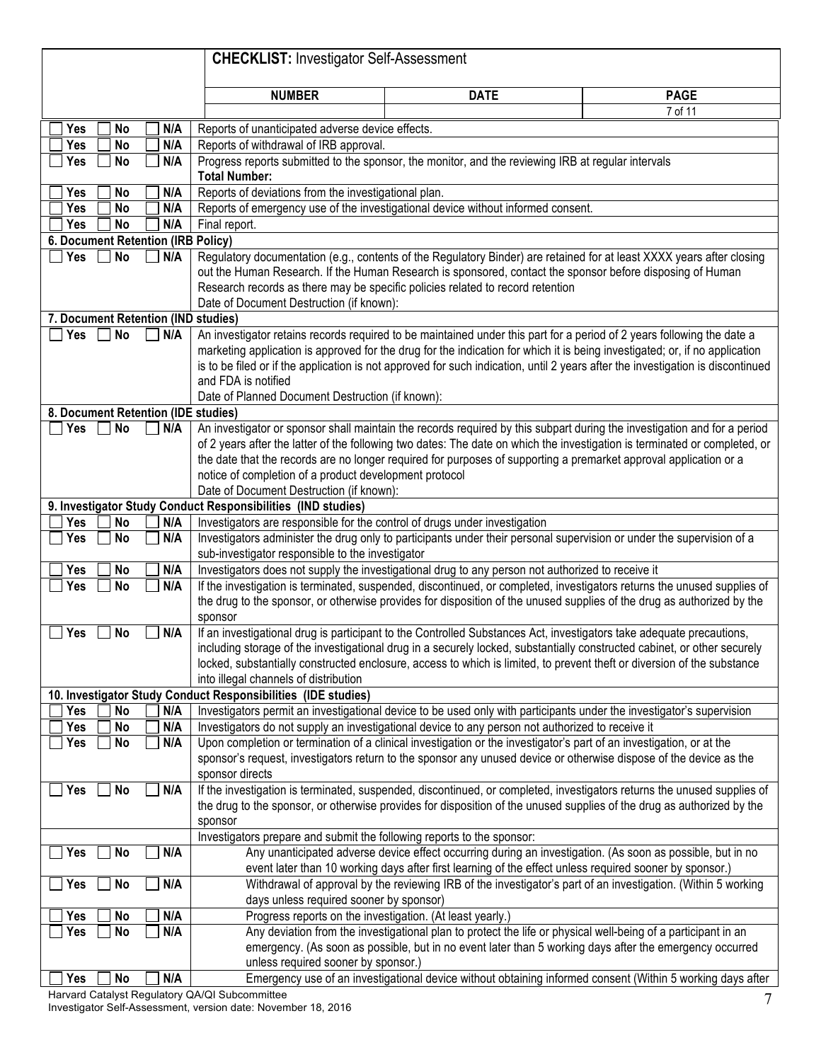**CHECKLIST:** Investigator Self-Assessment

| NUMBER | DATE | PAGE |
| --- | --- | --- |
| | | 7 of 11 |

| Response | Item |
| --- | --- |
| ☐ Yes ☐ No ☐ N/A | Reports of unanticipated adverse device effects. |
| ☐ Yes ☐ No ☐ N/A | Reports of withdrawal of IRB approval. |
| ☐ Yes ☐ No ☐ N/A | Progress reports submitted to the sponsor, the monitor, and the reviewing IRB at regular intervals<br>**Total Number:** |
| ☐ Yes ☐ No ☐ N/A | Reports of deviations from the investigational plan. |
| ☐ Yes ☐ No ☐ N/A | Reports of emergency use of the investigational device without informed consent. |
| ☐ Yes ☐ No ☐ N/A | Final report. |
| **6. Document Retention (IRB Policy)** | |
| ☐ Yes ☐ No ☐ N/A | Regulatory documentation (e.g., contents of the Regulatory Binder) are retained for at least XXXX years after closing out the Human Research. If the Human Research is sponsored, contact the sponsor before disposing of Human Research records as there may be specific policies related to record retention<br>Date of Document Destruction (if known): |
| **7. Document Retention (IND studies)** | |
| ☐ Yes ☐ No ☐ N/A | An investigator retains records required to be maintained under this part for a period of 2 years following the date a marketing application is approved for the drug for the indication for which it is being investigated; or, if no application is to be filed or if the application is not approved for such indication, until 2 years after the investigation is discontinued and FDA is notified<br>Date of Planned Document Destruction (if known): |
| **8. Document Retention (IDE studies)** | |
| ☐ Yes ☐ No ☐ N/A | An investigator or sponsor shall maintain the records required by this subpart during the investigation and for a period of 2 years after the latter of the following two dates: The date on which the investigation is terminated or completed, or the date that the records are no longer required for purposes of supporting a premarket approval application or a notice of completion of a product development protocol<br>Date of Document Destruction (if known): |
| **9. Investigator Study Conduct Responsibilities (IND studies)** | |
| ☐ Yes ☐ No ☐ N/A | Investigators are responsible for the control of drugs under investigation |
| ☐ Yes ☐ No ☐ N/A | Investigators administer the drug only to participants under their personal supervision or under the supervision of a sub-investigator responsible to the investigator |
| ☐ Yes ☐ No ☐ N/A | Investigators does not supply the investigational drug to any person not authorized to receive it |
| ☐ Yes ☐ No ☐ N/A | If the investigation is terminated, suspended, discontinued, or completed, investigators returns the unused supplies of the drug to the sponsor, or otherwise provides for disposition of the unused supplies of the drug as authorized by the sponsor |
| ☐ Yes ☐ No ☐ N/A | If an investigational drug is participant to the Controlled Substances Act, investigators take adequate precautions, including storage of the investigational drug in a securely locked, substantially constructed cabinet, or other securely locked, substantially constructed enclosure, access to which is limited, to prevent theft or diversion of the substance into illegal channels of distribution |
| **10. Investigator Study Conduct Responsibilities (IDE studies)** | |
| ☐ Yes ☐ No ☐ N/A | Investigators permit an investigational device to be used only with participants under the investigator's supervision |
| ☐ Yes ☐ No ☐ N/A | Investigators do not supply an investigational device to any person not authorized to receive it |
| ☐ Yes ☐ No ☐ N/A | Upon completion or termination of a clinical investigation or the investigator's part of an investigation, or at the sponsor's request, investigators return to the sponsor any unused device or otherwise dispose of the device as the sponsor directs |
| ☐ Yes ☐ No ☐ N/A | If the investigation is terminated, suspended, discontinued, or completed, investigators returns the unused supplies of the drug to the sponsor, or otherwise provides for disposition of the unused supplies of the drug as authorized by the sponsor |
| | Investigators prepare and submit the following reports to the sponsor: |
| ☐ Yes ☐ No ☐ N/A | Any unanticipated adverse device effect occurring during an investigation. (As soon as possible, but in no event later than 10 working days after first learning of the effect unless required sooner by sponsor.) |
| ☐ Yes ☐ No ☐ N/A | Withdrawal of approval by the reviewing IRB of the investigator's part of an investigation. (Within 5 working days unless required sooner by sponsor) |
| ☐ Yes ☐ No ☐ N/A | Progress reports on the investigation. (At least yearly.) |
| ☐ Yes ☐ No ☐ N/A | Any deviation from the investigational plan to protect the life or physical well-being of a participant in an emergency. (As soon as possible, but in no event later than 5 working days after the emergency occurred unless required sooner by sponsor.) |
| ☐ Yes ☐ No ☐ N/A | Emergency use of an investigational device without obtaining informed consent (Within 5 working days after |

Harvard Catalyst Regulatory QA/QI Subcommittee
Investigator Self-Assessment, version date: November 18, 2016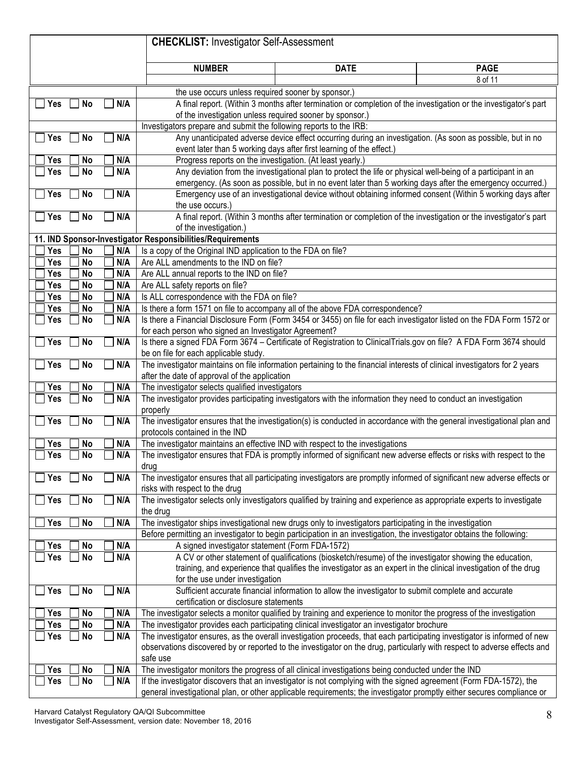**CHECKLIST:** Investigator Self-Assessment

| NUMBER | DATE | PAGE |
|---|---|---|
| | | 8 of 11 |

| | |
|---|---|
| | the use occurs unless required sooner by sponsor.) |
| ☐ Yes ☐ No ☐ N/A | A final report. (Within 3 months after termination or completion of the investigation or the investigator's part of the investigation unless required sooner by sponsor.) |
| | Investigators prepare and submit the following reports to the IRB: |
| ☐ Yes ☐ No ☐ N/A | Any unanticipated adverse device effect occurring during an investigation. (As soon as possible, but in no event later than 5 working days after first learning of the effect.) |
| ☐ Yes ☐ No ☐ N/A | Progress reports on the investigation. (At least yearly.) |
| ☐ Yes ☐ No ☐ N/A | Any deviation from the investigational plan to protect the life or physical well-being of a participant in an emergency. (As soon as possible, but in no event later than 5 working days after the emergency occurred.) |
| ☐ Yes ☐ No ☐ N/A | Emergency use of an investigational device without obtaining informed consent (Within 5 working days after the use occurs.) |
| ☐ Yes ☐ No ☐ N/A | A final report. (Within 3 months after termination or completion of the investigation or the investigator's part of the investigation.) |
| | **11. IND Sponsor-Investigator Responsibilities/Requirements** |
| ☐ Yes ☐ No ☐ N/A | Is a copy of the Original IND application to the FDA on file? |
| ☐ Yes ☐ No ☐ N/A | Are ALL amendments to the IND on file? |
| ☐ Yes ☐ No ☐ N/A | Are ALL annual reports to the IND on file? |
| ☐ Yes ☐ No ☐ N/A | Are ALL safety reports on file? |
| ☐ Yes ☐ No ☐ N/A | Is ALL correspondence with the FDA on file? |
| ☐ Yes ☐ No ☐ N/A | Is there a form 1571 on file to accompany all of the above FDA correspondence? |
| ☐ Yes ☐ No ☐ N/A | Is there a Financial Disclosure Form (Form 3454 or 3455) on file for each investigator listed on the FDA Form 1572 or for each person who signed an Investigator Agreement? |
| ☐ Yes ☐ No ☐ N/A | Is there a signed FDA Form 3674 – Certificate of Registration to ClinicalTrials.gov on file? A FDA Form 3674 should be on file for each applicable study. |
| ☐ Yes ☐ No ☐ N/A | The investigator maintains on file information pertaining to the financial interests of clinical investigators for 2 years after the date of approval of the application |
| ☐ Yes ☐ No ☐ N/A | The investigator selects qualified investigators |
| ☐ Yes ☐ No ☐ N/A | The investigator provides participating investigators with the information they need to conduct an investigation properly |
| ☐ Yes ☐ No ☐ N/A | The investigator ensures that the investigation(s) is conducted in accordance with the general investigational plan and protocols contained in the IND |
| ☐ Yes ☐ No ☐ N/A | The investigator maintains an effective IND with respect to the investigations |
| ☐ Yes ☐ No ☐ N/A | The investigator ensures that FDA is promptly informed of significant new adverse effects or risks with respect to the drug |
| ☐ Yes ☐ No ☐ N/A | The investigator ensures that all participating investigators are promptly informed of significant new adverse effects or risks with respect to the drug |
| ☐ Yes ☐ No ☐ N/A | The investigator selects only investigators qualified by training and experience as appropriate experts to investigate the drug |
| ☐ Yes ☐ No ☐ N/A | The investigator ships investigational new drugs only to investigators participating in the investigation |
| | Before permitting an investigator to begin participation in an investigation, the investigator obtains the following: |
| ☐ Yes ☐ No ☐ N/A | A signed investigator statement (Form FDA-1572) |
| ☐ Yes ☐ No ☐ N/A | A CV or other statement of qualifications (biosketch/resume) of the investigator showing the education, training, and experience that qualifies the investigator as an expert in the clinical investigation of the drug for the use under investigation |
| ☐ Yes ☐ No ☐ N/A | Sufficient accurate financial information to allow the investigator to submit complete and accurate certification or disclosure statements |
| ☐ Yes ☐ No ☐ N/A | The investigator selects a monitor qualified by training and experience to monitor the progress of the investigation |
| ☐ Yes ☐ No ☐ N/A | The investigator provides each participating clinical investigator an investigator brochure |
| ☐ Yes ☐ No ☐ N/A | The investigator ensures, as the overall investigation proceeds, that each participating investigator is informed of new observations discovered by or reported to the investigator on the drug, particularly with respect to adverse effects and safe use |
| ☐ Yes ☐ No ☐ N/A | The investigator monitors the progress of all clinical investigations being conducted under the IND |
| ☐ Yes ☐ No ☐ N/A | If the investigator discovers that an investigator is not complying with the signed agreement (Form FDA-1572), the general investigational plan, or other applicable requirements; the investigator promptly either secures compliance or |

Harvard Catalyst Regulatory QA/QI Subcommittee
Investigator Self-Assessment, version date: November 18, 2016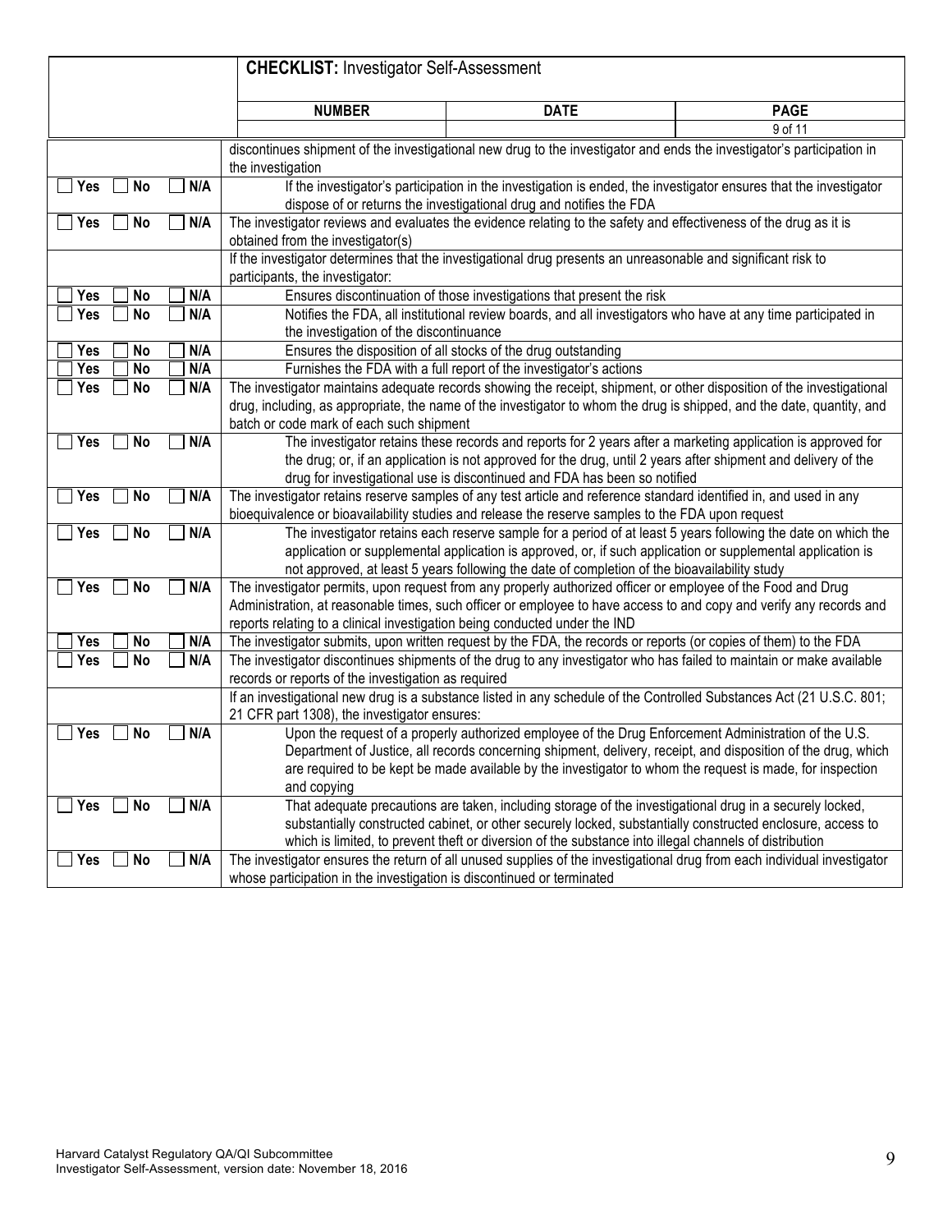## CHECKLIST: Investigator Self-Assessment

| NUMBER | DATE | PAGE |
|---|---|---|
| | | 9 of 11 |

| | |
|---|---|
| | discontinues shipment of the investigational new drug to the investigator and ends the investigator's participation in the investigation |
| ☐ Yes ☐ No ☐ N/A | If the investigator's participation in the investigation is ended, the investigator ensures that the investigator dispose of or returns the investigational drug and notifies the FDA |
| ☐ Yes ☐ No ☐ N/A | The investigator reviews and evaluates the evidence relating to the safety and effectiveness of the drug as it is obtained from the investigator(s) |
| | If the investigator determines that the investigational drug presents an unreasonable and significant risk to participants, the investigator: |
| ☐ Yes ☐ No ☐ N/A | Ensures discontinuation of those investigations that present the risk |
| ☐ Yes ☐ No ☐ N/A | Notifies the FDA, all institutional review boards, and all investigators who have at any time participated in the investigation of the discontinuance |
| ☐ Yes ☐ No ☐ N/A | Ensures the disposition of all stocks of the drug outstanding |
| ☐ Yes ☐ No ☐ N/A | Furnishes the FDA with a full report of the investigator's actions |
| ☐ Yes ☐ No ☐ N/A | The investigator maintains adequate records showing the receipt, shipment, or other disposition of the investigational drug, including, as appropriate, the name of the investigator to whom the drug is shipped, and the date, quantity, and batch or code mark of each such shipment |
| ☐ Yes ☐ No ☐ N/A | The investigator retains these records and reports for 2 years after a marketing application is approved for the drug; or, if an application is not approved for the drug, until 2 years after shipment and delivery of the drug for investigational use is discontinued and FDA has been so notified |
| ☐ Yes ☐ No ☐ N/A | The investigator retains reserve samples of any test article and reference standard identified in, and used in any bioequivalence or bioavailability studies and release the reserve samples to the FDA upon request |
| ☐ Yes ☐ No ☐ N/A | The investigator retains each reserve sample for a period of at least 5 years following the date on which the application or supplemental application is approved, or, if such application or supplemental application is not approved, at least 5 years following the date of completion of the bioavailability study |
| ☐ Yes ☐ No ☐ N/A | The investigator permits, upon request from any properly authorized officer or employee of the Food and Drug Administration, at reasonable times, such officer or employee to have access to and copy and verify any records and reports relating to a clinical investigation being conducted under the IND |
| ☐ Yes ☐ No ☐ N/A | The investigator submits, upon written request by the FDA, the records or reports (or copies of them) to the FDA |
| ☐ Yes ☐ No ☐ N/A | The investigator discontinues shipments of the drug to any investigator who has failed to maintain or make available records or reports of the investigation as required |
| | If an investigational new drug is a substance listed in any schedule of the Controlled Substances Act (21 U.S.C. 801; 21 CFR part 1308), the investigator ensures: |
| ☐ Yes ☐ No ☐ N/A | Upon the request of a properly authorized employee of the Drug Enforcement Administration of the U.S. Department of Justice, all records concerning shipment, delivery, receipt, and disposition of the drug, which are required to be kept be made available by the investigator to whom the request is made, for inspection and copying |
| ☐ Yes ☐ No ☐ N/A | That adequate precautions are taken, including storage of the investigational drug in a securely locked, substantially constructed cabinet, or other securely locked, substantially constructed enclosure, access to which is limited, to prevent theft or diversion of the substance into illegal channels of distribution |
| ☐ Yes ☐ No ☐ N/A | The investigator ensures the return of all unused supplies of the investigational drug from each individual investigator whose participation in the investigation is discontinued or terminated |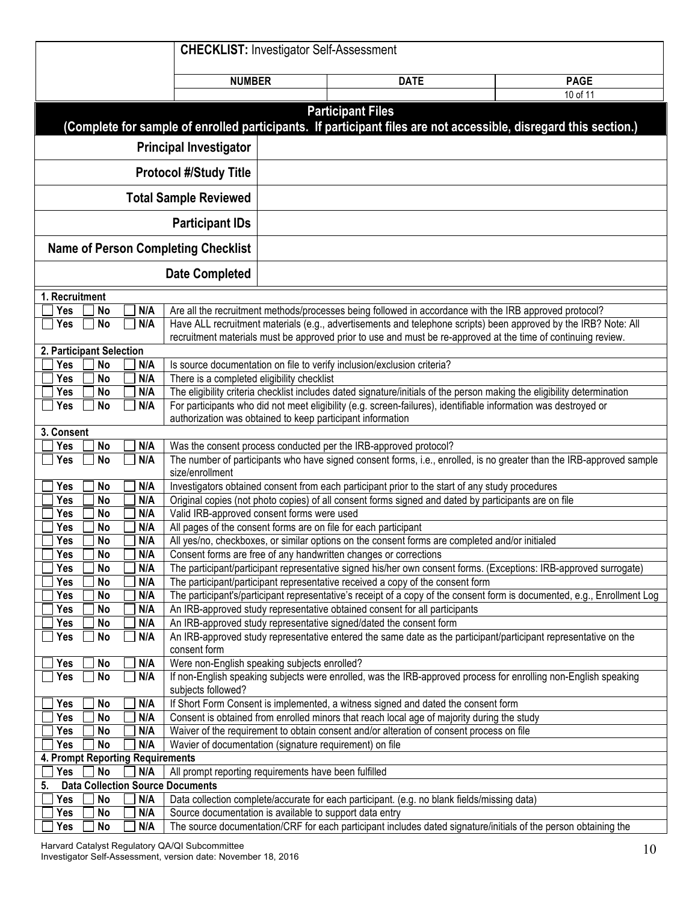**CHECKLIST:** Investigator Self-Assessment

| NUMBER | DATE | PAGE |
|---|---|---|
| | | 10 of 11 |

## Participant Files

**(Complete for sample of enrolled participants. If participant files are not accessible, disregard this section.)**

| | |
|---|---|
| **Principal Investigator** | |
| **Protocol #/Study Title** | |
| **Total Sample Reviewed** | |
| **Participant IDs** | |
| **Name of Person Completing Checklist** | |
| **Date Completed** | |

| Response | Item |
|---|---|
| **1. Recruitment** | |
| ☐ Yes ☐ No ☐ N/A | Are all the recruitment methods/processes being followed in accordance with the IRB approved protocol? |
| ☐ Yes ☐ No ☐ N/A | Have ALL recruitment materials (e.g., advertisements and telephone scripts) been approved by the IRB? Note: All recruitment materials must be approved prior to use and must be re-approved at the time of continuing review. |
| **2. Participant Selection** | |
| ☐ Yes ☐ No ☐ N/A | Is source documentation on file to verify inclusion/exclusion criteria? |
| ☐ Yes ☐ No ☐ N/A | There is a completed eligibility checklist |
| ☐ Yes ☐ No ☐ N/A | The eligibility criteria checklist includes dated signature/initials of the person making the eligibility determination |
| ☐ Yes ☐ No ☐ N/A | For participants who did not meet eligibility (e.g. screen-failures), identifiable information was destroyed or authorization was obtained to keep participant information |
| **3. Consent** | |
| ☐ Yes ☐ No ☐ N/A | Was the consent process conducted per the IRB-approved protocol? |
| ☐ Yes ☐ No ☐ N/A | The number of participants who have signed consent forms, i.e., enrolled, is no greater than the IRB-approved sample size/enrollment |
| ☐ Yes ☐ No ☐ N/A | Investigators obtained consent from each participant prior to the start of any study procedures |
| ☐ Yes ☐ No ☐ N/A | Original copies (not photo copies) of all consent forms signed and dated by participants are on file |
| ☐ Yes ☐ No ☐ N/A | Valid IRB-approved consent forms were used |
| ☐ Yes ☐ No ☐ N/A | All pages of the consent forms are on file for each participant |
| ☐ Yes ☐ No ☐ N/A | All yes/no, checkboxes, or similar options on the consent forms are completed and/or initialed |
| ☐ Yes ☐ No ☐ N/A | Consent forms are free of any handwritten changes or corrections |
| ☐ Yes ☐ No ☐ N/A | The participant/participant representative signed his/her own consent forms. (Exceptions: IRB-approved surrogate) |
| ☐ Yes ☐ No ☐ N/A | The participant/participant representative received a copy of the consent form |
| ☐ Yes ☐ No ☐ N/A | The participant's/participant representative's receipt of a copy of the consent form is documented, e.g., Enrollment Log |
| ☐ Yes ☐ No ☐ N/A | An IRB-approved study representative obtained consent for all participants |
| ☐ Yes ☐ No ☐ N/A | An IRB-approved study representative signed/dated the consent form |
| ☐ Yes ☐ No ☐ N/A | An IRB-approved study representative entered the same date as the participant/participant representative on the consent form |
| ☐ Yes ☐ No ☐ N/A | Were non-English speaking subjects enrolled? |
| ☐ Yes ☐ No ☐ N/A | If non-English speaking subjects were enrolled, was the IRB-approved process for enrolling non-English speaking subjects followed? |
| ☐ Yes ☐ No ☐ N/A | If Short Form Consent is implemented, a witness signed and dated the consent form |
| ☐ Yes ☐ No ☐ N/A | Consent is obtained from enrolled minors that reach local age of majority during the study |
| ☐ Yes ☐ No ☐ N/A | Waiver of the requirement to obtain consent and/or alteration of consent process on file |
| ☐ Yes ☐ No ☐ N/A | Wavier of documentation (signature requirement) on file |
| **4. Prompt Reporting Requirements** | |
| ☐ Yes ☐ No ☐ N/A | All prompt reporting requirements have been fulfilled |
| **5. Data Collection Source Documents** | |
| ☐ Yes ☐ No ☐ N/A | Data collection complete/accurate for each participant. (e.g. no blank fields/missing data) |
| ☐ Yes ☐ No ☐ N/A | Source documentation is available to support data entry |
| ☐ Yes ☐ No ☐ N/A | The source documentation/CRF for each participant includes dated signature/initials of the person obtaining the |

Harvard Catalyst Regulatory QA/QI Subcommittee
Investigator Self-Assessment, version date: November 18, 2016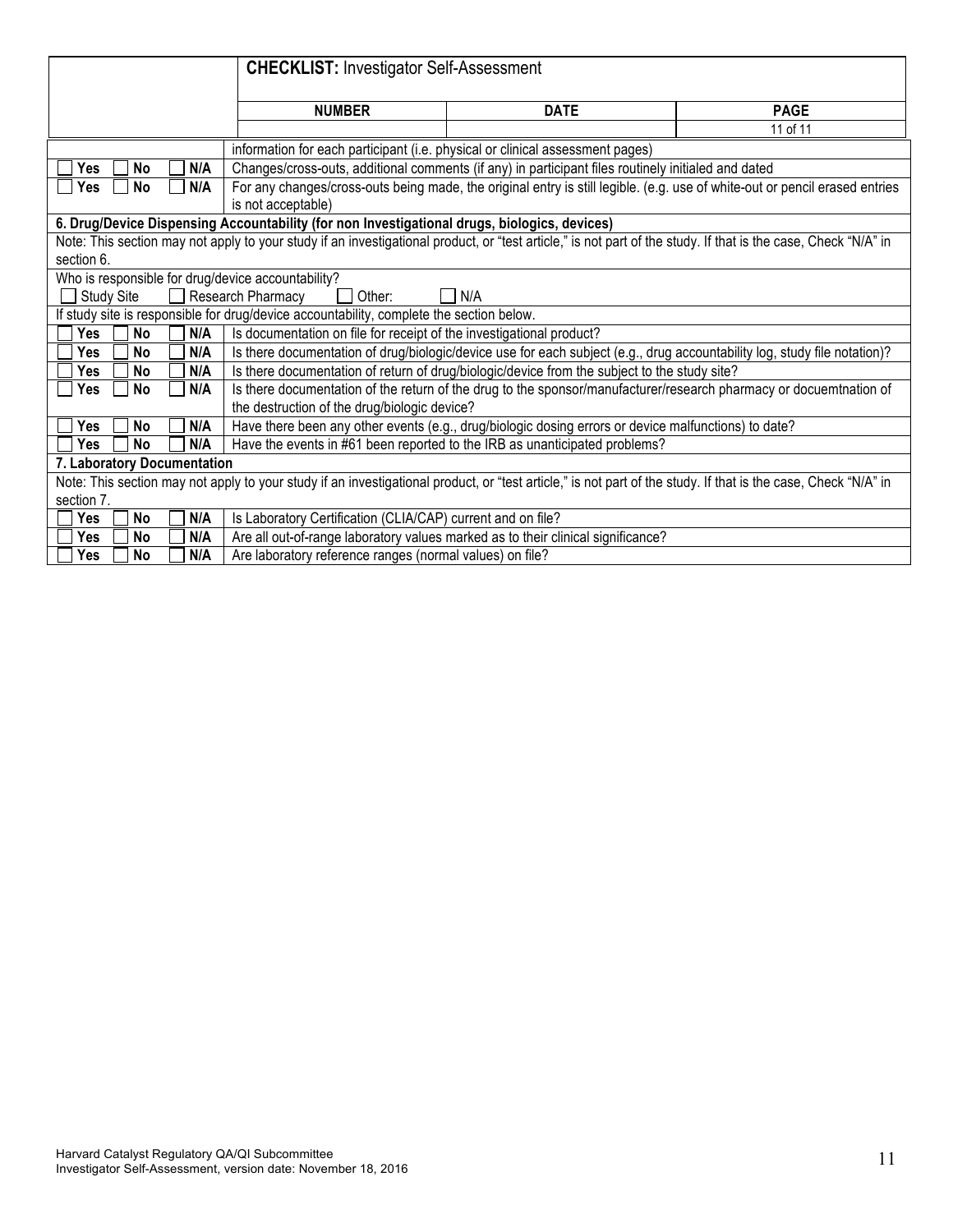| | |
|---|---|
| | information for each participant (i.e. physical or clinical assessment pages) |
| ☐ Yes ☐ No ☐ N/A | Changes/cross-outs, additional comments (if any) in participant files routinely initialed and dated |
| ☐ Yes ☐ No ☐ N/A | For any changes/cross-outs being made, the original entry is still legible. (e.g. use of white-out or pencil erased entries is not acceptable) |

**6. Drug/Device Dispensing Accountability (for non Investigational drugs, biologics, devices)**

Note: This section may not apply to your study if an investigational product, or "test article," is not part of the study. If that is the case, Check "N/A" in section 6.

Who is responsible for drug/device accountability?

☐ Study Site ☐ Research Pharmacy ☐ Other: ☐ N/A

If study site is responsible for drug/device accountability, complete the section below.

| | |
|---|---|
| ☐ Yes ☐ No ☐ N/A | Is documentation on file for receipt of the investigational product? |
| ☐ Yes ☐ No ☐ N/A | Is there documentation of drug/biologic/device use for each subject (e.g., drug accountability log, study file notation)? |
| ☐ Yes ☐ No ☐ N/A | Is there documentation of return of drug/biologic/device from the subject to the study site? |
| ☐ Yes ☐ No ☐ N/A | Is there documentation of the return of the drug to the sponsor/manufacturer/research pharmacy or docuemtnation of the destruction of the drug/biologic device? |
| ☐ Yes ☐ No ☐ N/A | Have there been any other events (e.g., drug/biologic dosing errors or device malfunctions) to date? |
| ☐ Yes ☐ No ☐ N/A | Have the events in #61 been reported to the IRB as unanticipated problems? |

**7. Laboratory Documentation**

Note: This section may not apply to your study if an investigational product, or "test article," is not part of the study. If that is the case, Check "N/A" in section 7.

| | |
|---|---|
| ☐ Yes ☐ No ☐ N/A | Is Laboratory Certification (CLIA/CAP) current and on file? |
| ☐ Yes ☐ No ☐ N/A | Are all out-of-range laboratory values marked as to their clinical significance? |
| ☐ Yes ☐ No ☐ N/A | Are laboratory reference ranges (normal values) on file? |